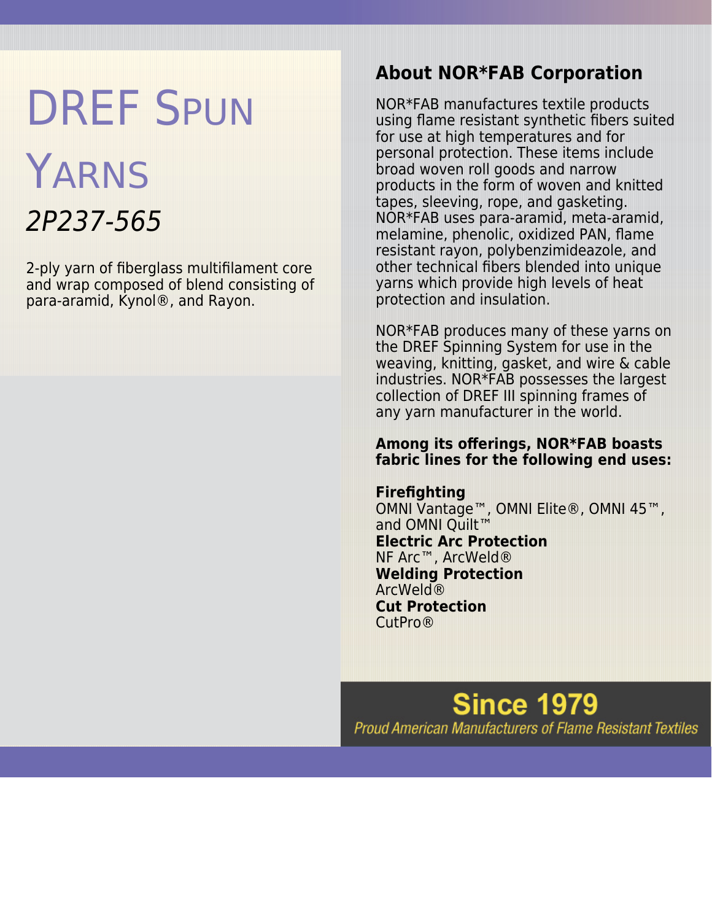# DREF Spun Yarns

*2P237-565*

2-ply yarn of fiberglass multifilament core and wrap composed of blend consisting of para-aramid, Kynol®, and Rayon.

## About NOR*FAB Corporation

NOR*FAB manufactures textile products using flame resistant synthetic fibers suited for use at high temperatures and for personal protection. These items include broad woven roll goods and narrow products in the form of woven and knitted tapes, sleeving, rope, and gasketing. NOR*FAB uses para-aramid, meta-aramid, melamine, phenolic, oxidized PAN, flame resistant rayon, polybenzimideazole, and other technical fibers blended into unique yarns which provide high levels of heat protection and insulation.

NOR*FAB produces many of these yarns on the DREF Spinning System for use in the weaving, knitting, gasket, and wire & cable industries. NOR*FAB possesses the largest collection of DREF III spinning frames of any yarn manufacturer in the world.

**Among its offerings, NOR*FAB boasts fabric lines for the following end uses:**

**Firefighting**
OMNI Vantage™, OMNI Elite®, OMNI 45™, and OMNI Quilt™
**Electric Arc Protection**
NF Arc™, ArcWeld®
**Welding Protection**
ArcWeld®
**Cut Protection**
CutPro®

**Since 1979**

*Proud American Manufacturers of Flame Resistant Textiles*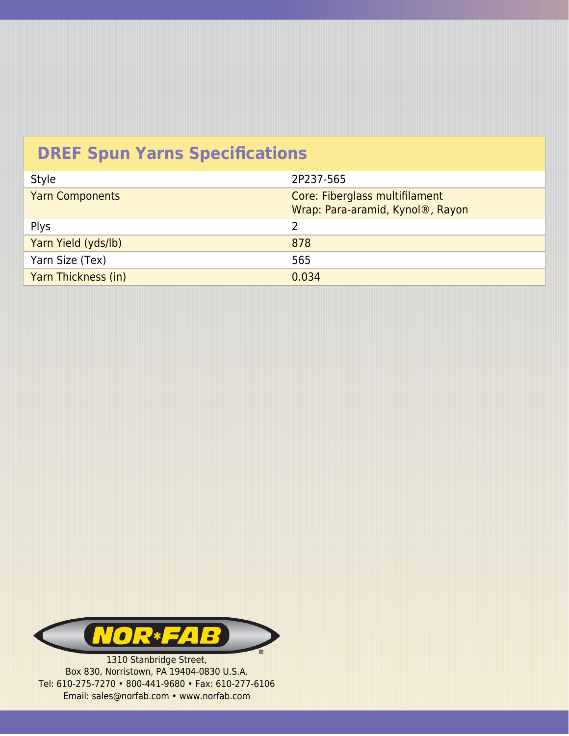## DREF Spun Yarns Specifications

| | |
|---|---|
| Style | 2P237-565 |
| Yarn Components | Core: Fiberglass multifilament<br>Wrap: Para-aramid, Kynol®, Rayon |
| Plys | 2 |
| Yarn Yield (yds/lb) | 878 |
| Yarn Size (Tex) | 565 |
| Yarn Thickness (in) | 0.034 |

NOR*FAB®

1310 Stanbridge Street,
Box 830, Norristown, PA 19404-0830 U.S.A.
Tel: 610-275-7270 • 800-441-9680 • Fax: 610-277-6106
Email: sales@norfab.com • www.norfab.com